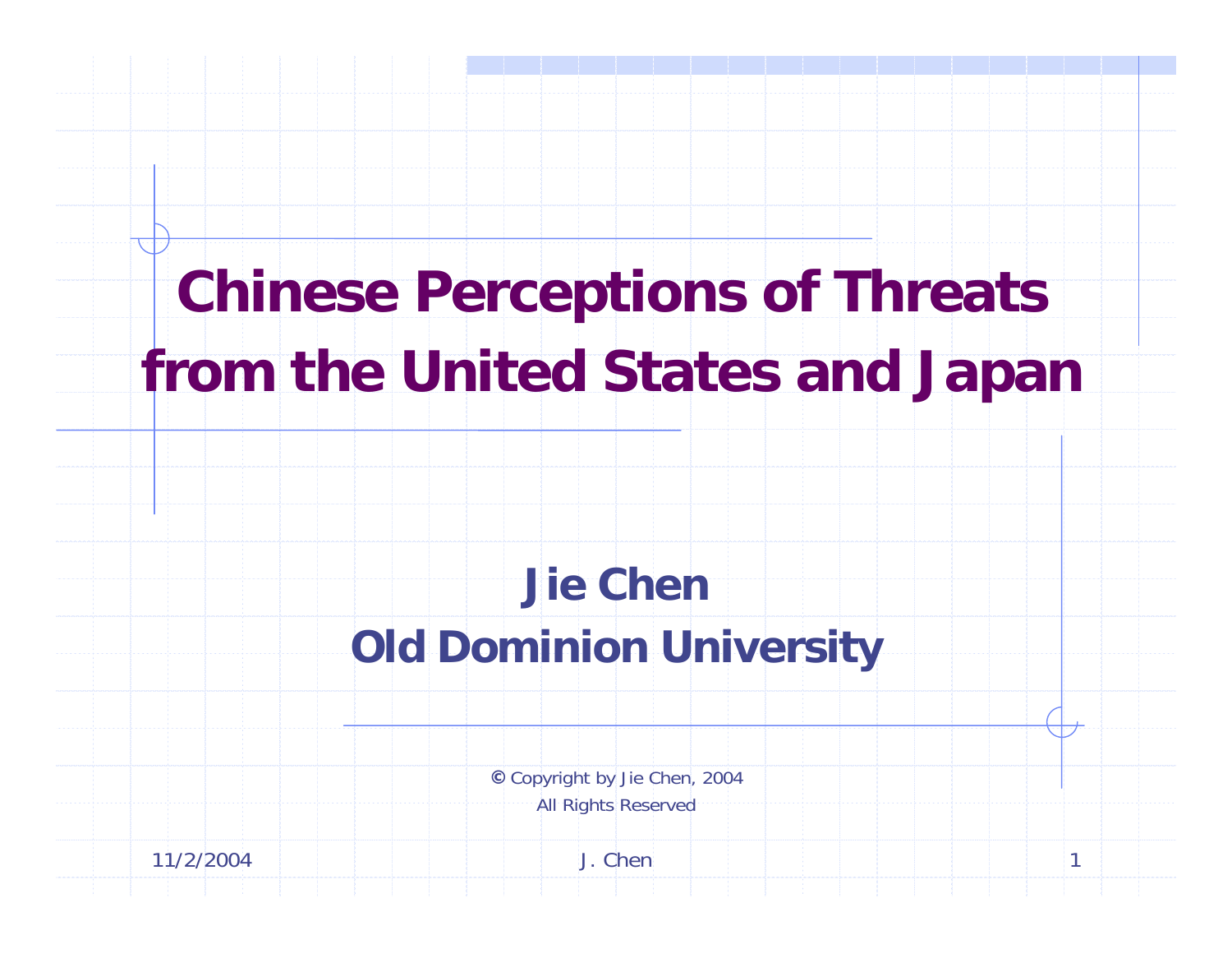# Chinese Perceptions of Threats from the United States and Japan

**Jie Chen**

**Old Dominion University**

© Copyright by Jie Chen, 2004

All Rights Reserved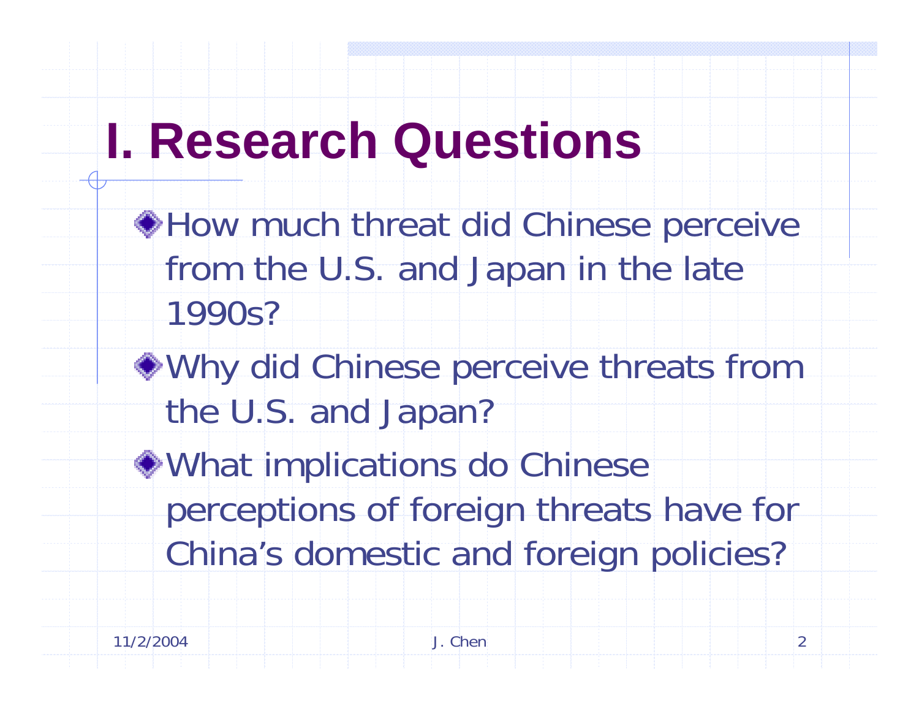# I. Research Questions

- How much threat did Chinese perceive from the U.S. and Japan in the late 1990s?
- Why did Chinese perceive threats from the U.S. and Japan?
- What implications do Chinese perceptions of foreign threats have for China's domestic and foreign policies?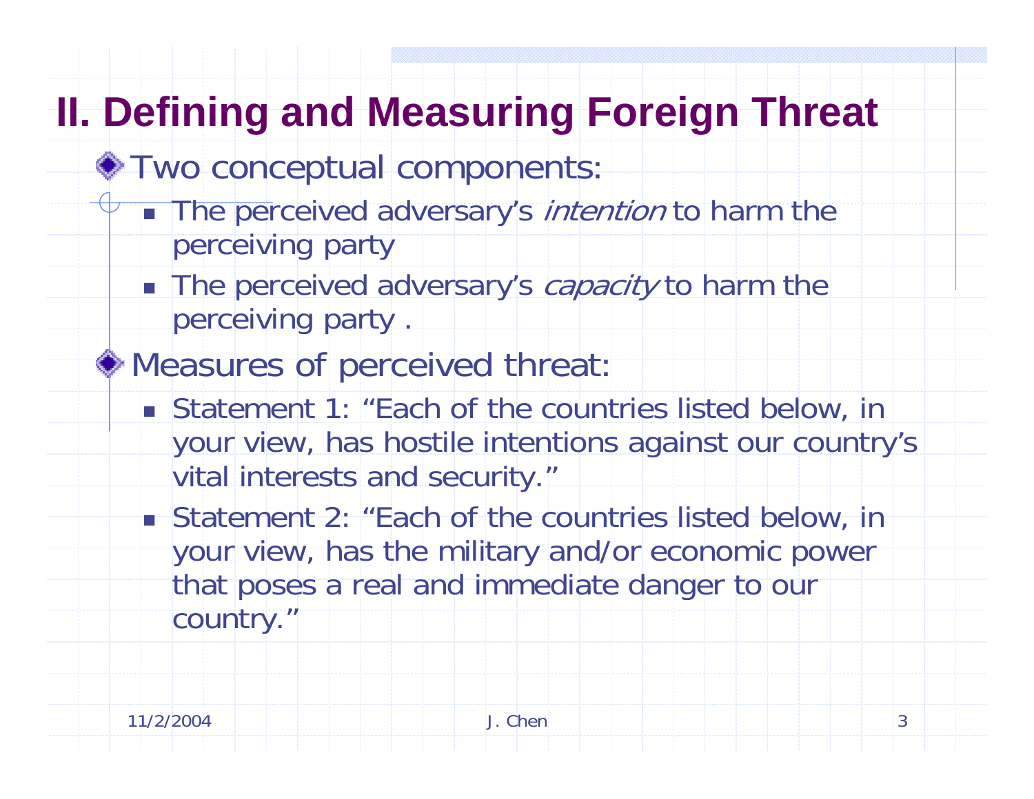## II. Defining and Measuring Foreign Threat

- Two conceptual components:
  - The perceived adversary's *intention* to harm the perceiving party
  - The perceived adversary's *capacity* to harm the perceiving party .
- Measures of perceived threat:
  - Statement 1: "Each of the countries listed below, in your view, has hostile intentions against our country's vital interests and security."
  - Statement 2: "Each of the countries listed below, in your view, has the military and/or economic power that poses a real and immediate danger to our country."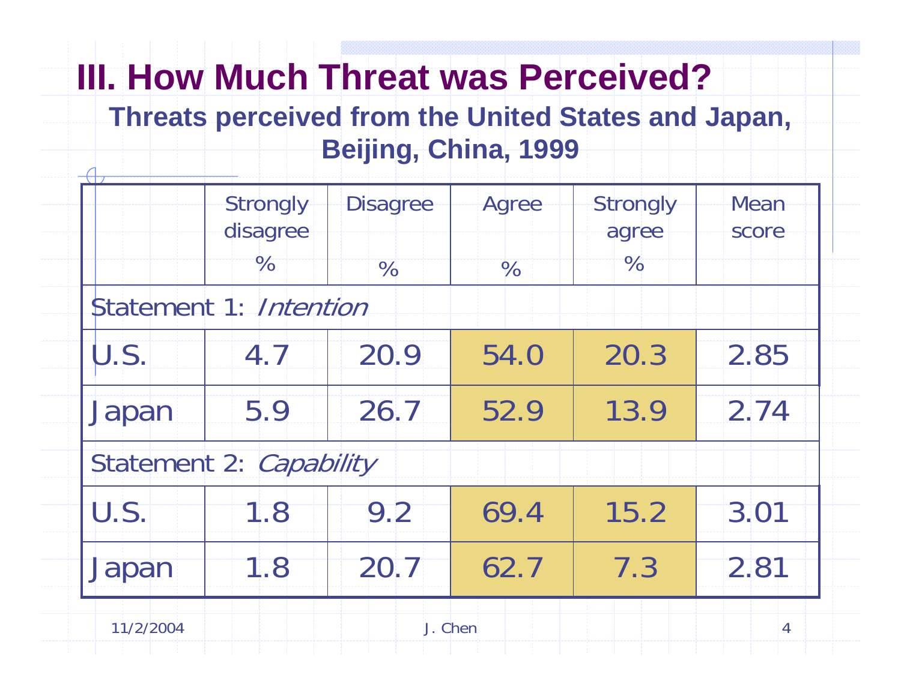# III. How Much Threat was Perceived?

### Threats perceived from the United States and Japan, Beijing, China, 1999

| | Strongly disagree % | Disagree % | Agree % | Strongly agree % | Mean score |
|---|---|---|---|---|---|
| Statement 1: *Intention* | | | | | |
| U.S. | 4.7 | 20.9 | 54.0 | 20.3 | 2.85 |
| Japan | 5.9 | 26.7 | 52.9 | 13.9 | 2.74 |
| Statement 2: *Capability* | | | | | |
| U.S. | 1.8 | 9.2 | 69.4 | 15.2 | 3.01 |
| Japan | 1.8 | 20.7 | 62.7 | 7.3 | 2.81 |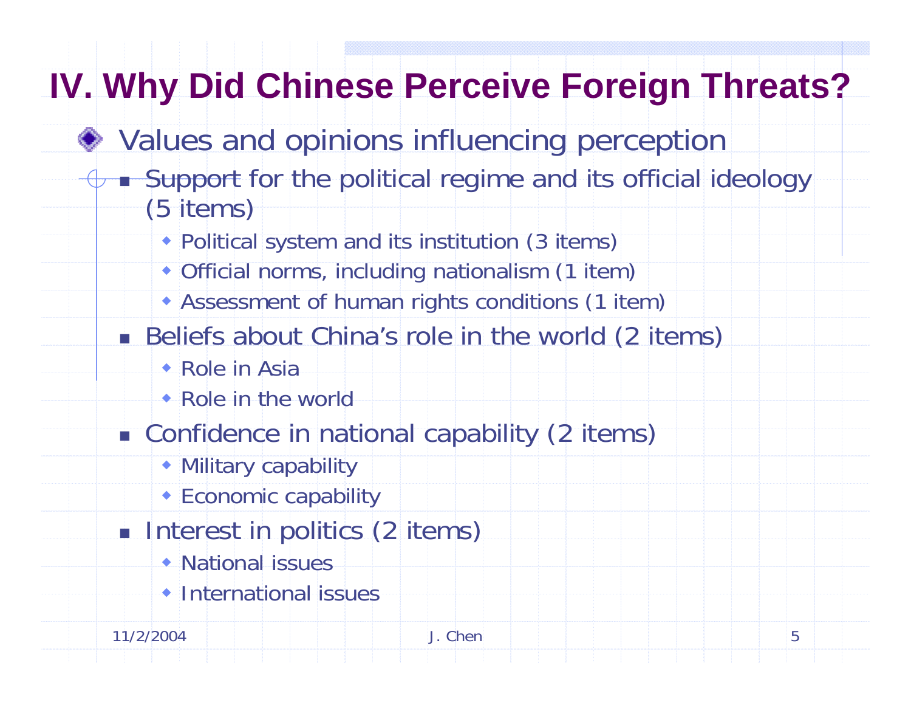# IV. Why Did Chinese Perceive Foreign Threats?

- Values and opinions influencing perception
  - Support for the political regime and its official ideology (5 items)
    - Political system and its institution (3 items)
    - Official norms, including nationalism (1 item)
    - Assessment of human rights conditions (1 item)
  - Beliefs about China's role in the world (2 items)
    - Role in Asia
    - Role in the world
  - Confidence in national capability (2 items)
    - Military capability
    - Economic capability
  - Interest in politics (2 items)
    - National issues
    - International issues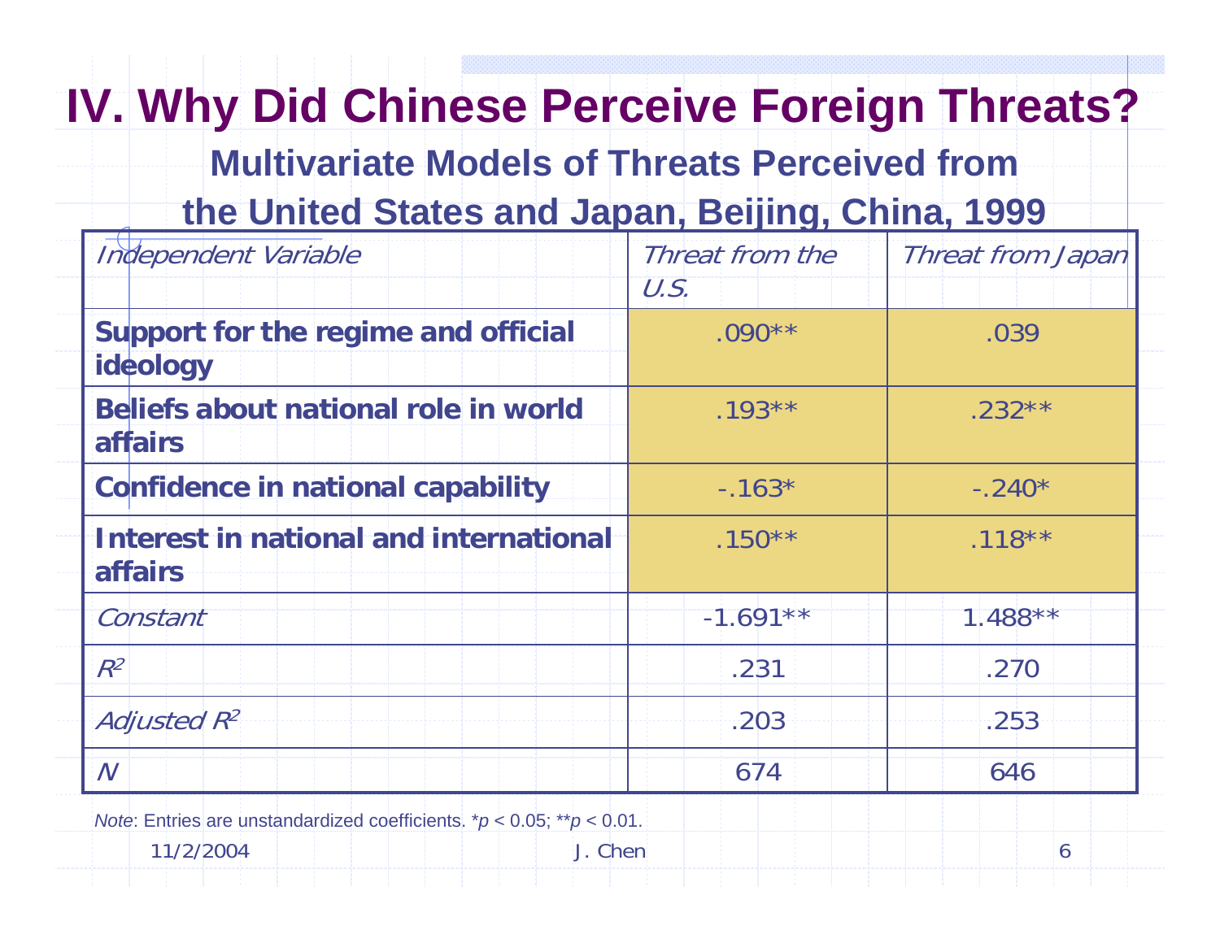# IV. Why Did Chinese Perceive Foreign Threats?

## Multivariate Models of Threats Perceived from the United States and Japan, Beijing, China, 1999

| *Independent Variable* | *Threat from the U.S.* | *Threat from Japan* |
|---|---|---|
| **Support for the regime and official ideology** | .090** | .039 |
| **Beliefs about national role in world affairs** | .193** | .232** |
| **Confidence in national capability** | -.163* | -.240* |
| **Interest in national and international affairs** | .150** | .118** |
| *Constant* | -1.691** | 1.488** |
| $R^2$ | .231 | .270 |
| *Adjusted* $R^2$ | .203 | .253 |
| $N$ | 674 | 646 |

*Note*: Entries are unstandardized coefficients. \*$p < 0.05$; \*\*$p < 0.01$.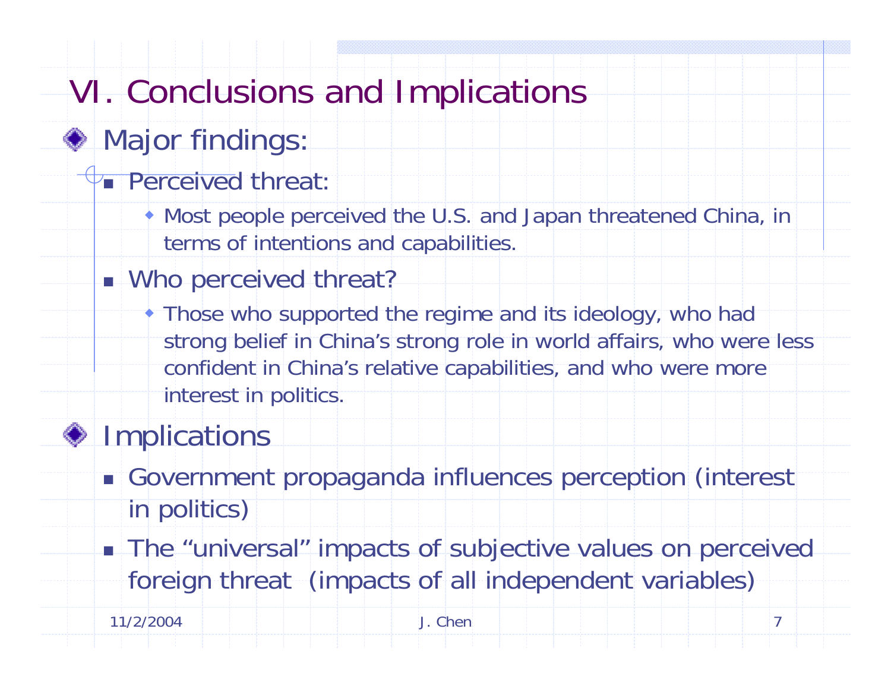# VI. Conclusions and Implications

- Major findings:
  - Perceived threat:
    - Most people perceived the U.S. and Japan threatened China, in terms of intentions and capabilities.
  - Who perceived threat?
    - Those who supported the regime and its ideology, who had strong belief in China's strong role in world affairs, who were less confident in China's relative capabilities, and who were more interest in politics.
- Implications
  - Government propaganda influences perception (interest in politics)
  - The "universal" impacts of subjective values on perceived foreign threat (impacts of all independent variables)